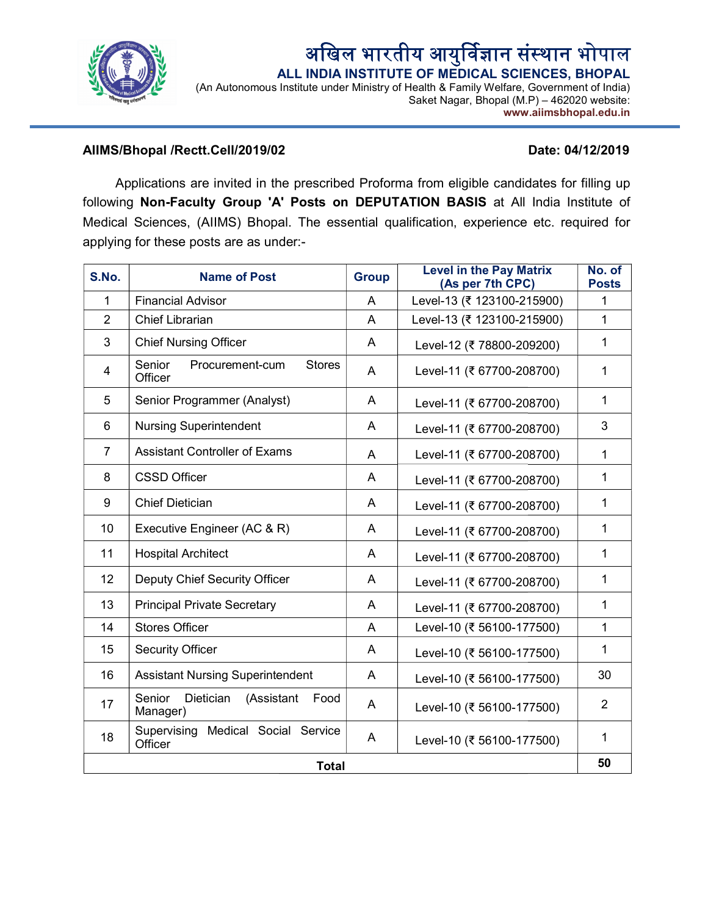# अखिल भारतीय आयुर्विज्ञान संस्थान भोपाल

## ALL INDIA INSTITUTE OF MEDICAL SCIENCES, BHOPAL

(An Autonomous Institute under Ministry of Health & Family Welfare, Government of India)
Saket Nagar, Bhopal (M.P) – 462020 website:
**www.aiimsbhopal.edu.in**

**AIIMS/Bhopal /Rectt.Cell/2019/02** **Date: 04/12/2019**

Applications are invited in the prescribed Proforma from eligible candidates for filling up following **Non-Faculty Group 'A' Posts on DEPUTATION BASIS** at All India Institute of Medical Sciences, (AIIMS) Bhopal. The essential qualification, experience etc. required for applying for these posts are as under:-

| S.No. | Name of Post | Group | Level in the Pay Matrix (As per 7th CPC) | No. of Posts |
|---|---|---|---|---|
| 1 | Financial Advisor | A | Level-13 (₹ 123100-215900) | 1 |
| 2 | Chief Librarian | A | Level-13 (₹ 123100-215900) | 1 |
| 3 | Chief Nursing Officer | A | Level-12 (₹ 78800-209200) | 1 |
| 4 | Senior Procurement-cum Stores Officer | A | Level-11 (₹ 67700-208700) | 1 |
| 5 | Senior Programmer (Analyst) | A | Level-11 (₹ 67700-208700) | 1 |
| 6 | Nursing Superintendent | A | Level-11 (₹ 67700-208700) | 3 |
| 7 | Assistant Controller of Exams | A | Level-11 (₹ 67700-208700) | 1 |
| 8 | CSSD Officer | A | Level-11 (₹ 67700-208700) | 1 |
| 9 | Chief Dietician | A | Level-11 (₹ 67700-208700) | 1 |
| 10 | Executive Engineer (AC & R) | A | Level-11 (₹ 67700-208700) | 1 |
| 11 | Hospital Architect | A | Level-11 (₹ 67700-208700) | 1 |
| 12 | Deputy Chief Security Officer | A | Level-11 (₹ 67700-208700) | 1 |
| 13 | Principal Private Secretary | A | Level-11 (₹ 67700-208700) | 1 |
| 14 | Stores Officer | A | Level-10 (₹ 56100-177500) | 1 |
| 15 | Security Officer | A | Level-10 (₹ 56100-177500) | 1 |
| 16 | Assistant Nursing Superintendent | A | Level-10 (₹ 56100-177500) | 30 |
| 17 | Senior Dietician (Assistant Food Manager) | A | Level-10 (₹ 56100-177500) | 2 |
| 18 | Supervising Medical Social Service Officer | A | Level-10 (₹ 56100-177500) | 1 |
| **Total** | | | | **50** |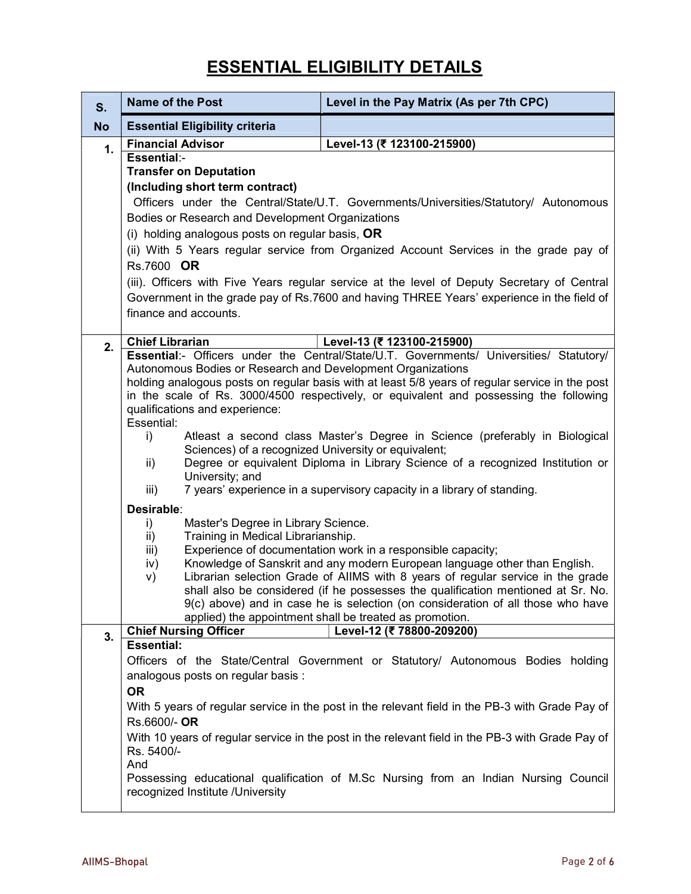# ESSENTIAL ELIGIBILITY DETAILS

| S. No | Name of the Post | Level in the Pay Matrix (As per 7th CPC) |
|---|---|---|
| | **Essential Eligibility criteria** | |
| **1.** | **Financial Advisor** | **Level-13 (₹ 123100-215900)** |
| | **Essential**:- **Transfer on Deputation (Including short term contract)** Officers under the Central/State/U.T. Governments/Universities/Statutory/ Autonomous Bodies or Research and Development Organizations (i) holding analogous posts on regular basis, **OR** (ii) With 5 Years regular service from Organized Account Services in the grade pay of Rs.7600 **OR** (iii). Officers with Five Years regular service at the level of Deputy Secretary of Central Government in the grade pay of Rs.7600 and having THREE Years' experience in the field of finance and accounts. | |
| **2.** | **Chief Librarian** | **Level-13 (₹ 123100-215900)** |
| | **Essential**:- Officers under the Central/State/U.T. Governments/ Universities/ Statutory/ Autonomous Bodies or Research and Development Organizations holding analogous posts on regular basis with at least 5/8 years of regular service in the post in the scale of Rs. 3000/4500 respectively, or equivalent and possessing the following qualifications and experience:<br>Essential:<br>i) Atleast a second class Master's Degree in Science (preferably in Biological Sciences) of a recognized University or equivalent;<br>ii) Degree or equivalent Diploma in Library Science of a recognized Institution or University; and<br>iii) 7 years' experience in a supervisory capacity in a library of standing.<br>**Desirable**:<br>i) Master's Degree in Library Science.<br>ii) Training in Medical Librarianship.<br>iii) Experience of documentation work in a responsible capacity;<br>iv) Knowledge of Sanskrit and any modern European language other than English.<br>v) Librarian selection Grade of AIIMS with 8 years of regular service in the grade shall also be considered (if he possesses the qualification mentioned at Sr. No. 9(c) above) and in case he is selection (on consideration of all those who have applied) the appointment shall be treated as promotion. | |
| **3.** | **Chief Nursing Officer** | **Level-12 (₹ 78800-209200)** |
| | **Essential:**<br>Officers of the State/Central Government or Statutory/ Autonomous Bodies holding analogous posts on regular basis :<br>**OR**<br>With 5 years of regular service in the post in the relevant field in the PB-3 with Grade Pay of Rs.6600/- **OR**<br>With 10 years of regular service in the post in the relevant field in the PB-3 with Grade Pay of Rs. 5400/-<br>And<br>Possessing educational qualification of M.Sc Nursing from an Indian Nursing Council recognized Institute /University | |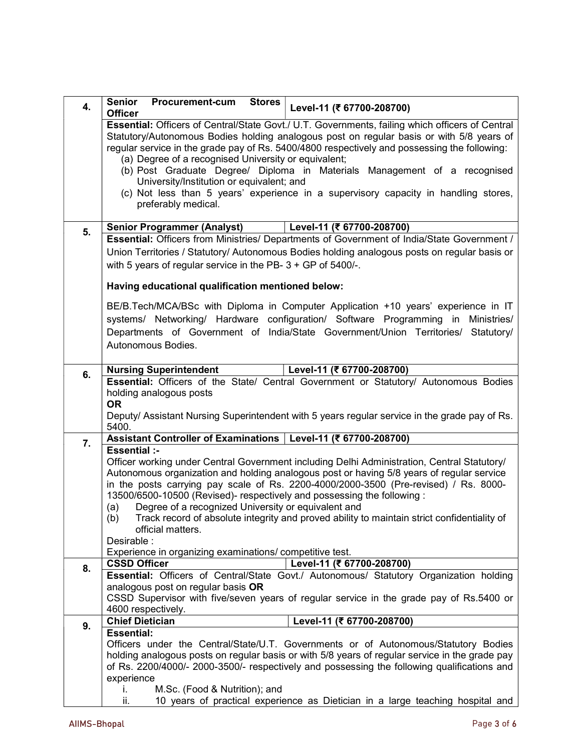| | | |
|---|---|---|
| 4. | **Senior Procurement-cum Stores Officer** | **Level-11 (₹ 67700-208700)** |
| | **Essential:** Officers of Central/State Govt./ U.T. Governments, failing which officers of Central Statutory/Autonomous Bodies holding analogous post on regular basis or with 5/8 years of regular service in the grade pay of Rs. 5400/4800 respectively and possessing the following:<br>(a) Degree of a recognised University or equivalent;<br>(b) Post Graduate Degree/ Diploma in Materials Management of a recognised University/Institution or equivalent; and<br>(c) Not less than 5 years' experience in a supervisory capacity in handling stores, preferably medical. | |
| 5. | **Senior Programmer (Analyst)** | **Level-11 (₹ 67700-208700)** |
| | **Essential:** Officers from Ministries/ Departments of Government of India/State Government / Union Territories / Statutory/ Autonomous Bodies holding analogous posts on regular basis or with 5 years of regular service in the PB- 3 + GP of 5400/-.<br><br>**Having educational qualification mentioned below:**<br><br>BE/B.Tech/MCA/BSc with Diploma in Computer Application +10 years' experience in IT systems/ Networking/ Hardware configuration/ Software Programming in Ministries/ Departments of Government of India/State Government/Union Territories/ Statutory/ Autonomous Bodies. | |
| 6. | **Nursing Superintendent** | **Level-11 (₹ 67700-208700)** |
| | **Essential:** Officers of the State/ Central Government or Statutory/ Autonomous Bodies holding analogous posts<br>**OR**<br>Deputy/ Assistant Nursing Superintendent with 5 years regular service in the grade pay of Rs. 5400. | |
| 7. | **Assistant Controller of Examinations** | **Level-11 (₹ 67700-208700)** |
| | **Essential :-**<br>Officer working under Central Government including Delhi Administration, Central Statutory/ Autonomous organization and holding analogous post or having 5/8 years of regular service in the posts carrying pay scale of Rs. 2200-4000/2000-3500 (Pre-revised) / Rs. 8000-13500/6500-10500 (Revised)- respectively and possessing the following :<br>(a) Degree of a recognized University or equivalent and<br>(b) Track record of absolute integrity and proved ability to maintain strict confidentiality of official matters.<br>Desirable :<br>Experience in organizing examinations/ competitive test. | |
| 8. | **CSSD Officer** | **Level-11 (₹ 67700-208700)** |
| | **Essential:** Officers of Central/State Govt./ Autonomous/ Statutory Organization holding analogous post on regular basis **OR**<br>CSSD Supervisor with five/seven years of regular service in the grade pay of Rs.5400 or 4600 respectively. | |
| 9. | **Chief Dietician** | **Level-11 (₹ 67700-208700)** |
| | **Essential:**<br>Officers under the Central/State/U.T. Governments or of Autonomous/Statutory Bodies holding analogous posts on regular basis or with 5/8 years of regular service in the grade pay of Rs. 2200/4000/- 2000-3500/- respectively and possessing the following qualifications and experience<br>i. M.Sc. (Food & Nutrition); and<br>ii. 10 years of practical experience as Dietician in a large teaching hospital and | |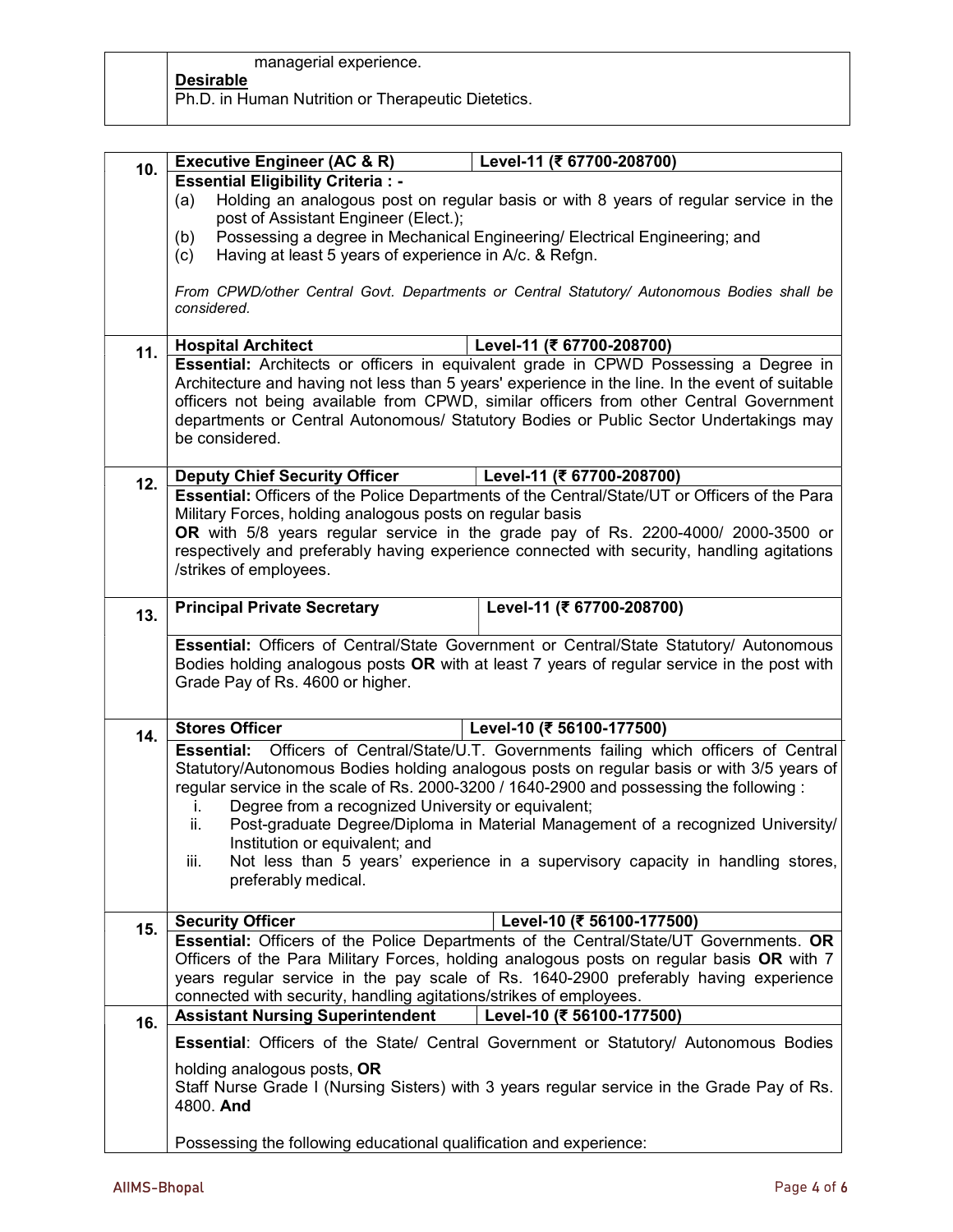| | |
|---|---|
| | managerial experience.<br>**Desirable**<br>Ph.D. in Human Nutrition or Therapeutic Dietetics. |

| | | |
|---|---|---|
| **10.** | **Executive Engineer (AC & R)** | **Level-11 (₹ 67700-208700)** |
| | **Essential Eligibility Criteria : -**<br>(a) Holding an analogous post on regular basis or with 8 years of regular service in the post of Assistant Engineer (Elect.);<br>(b) Possessing a degree in Mechanical Engineering/ Electrical Engineering; and<br>(c) Having at least 5 years of experience in A/c. & Refgn.<br><br>*From CPWD/other Central Govt. Departments or Central Statutory/ Autonomous Bodies shall be considered.* | |
| **11.** | **Hospital Architect** | **Level-11 (₹ 67700-208700)** |
| | **Essential:** Architects or officers in equivalent grade in CPWD Possessing a Degree in Architecture and having not less than 5 years' experience in the line. In the event of suitable officers not being available from CPWD, similar officers from other Central Government departments or Central Autonomous/ Statutory Bodies or Public Sector Undertakings may be considered. | |
| **12.** | **Deputy Chief Security Officer** | **Level-11 (₹ 67700-208700)** |
| | **Essential:** Officers of the Police Departments of the Central/State/UT or Officers of the Para Military Forces, holding analogous posts on regular basis<br>**OR** with 5/8 years regular service in the grade pay of Rs. 2200-4000/ 2000-3500 or respectively and preferably having experience connected with security, handling agitations /strikes of employees. | |
| **13.** | **Principal Private Secretary** | **Level-11 (₹ 67700-208700)** |
| | **Essential:** Officers of Central/State Government or Central/State Statutory/ Autonomous Bodies holding analogous posts **OR** with at least 7 years of regular service in the post with Grade Pay of Rs. 4600 or higher. | |
| **14.** | **Stores Officer** | **Level-10 (₹ 56100-177500)** |
| | **Essential:** Officers of Central/State/U.T. Governments failing which officers of Central Statutory/Autonomous Bodies holding analogous posts on regular basis or with 3/5 years of regular service in the scale of Rs. 2000-3200 / 1640-2900 and possessing the following :<br>i. Degree from a recognized University or equivalent;<br>ii. Post-graduate Degree/Diploma in Material Management of a recognized University/ Institution or equivalent; and<br>iii. Not less than 5 years' experience in a supervisory capacity in handling stores, preferably medical. | |
| **15.** | **Security Officer** | **Level-10 (₹ 56100-177500)** |
| | **Essential:** Officers of the Police Departments of the Central/State/UT Governments. **OR** Officers of the Para Military Forces, holding analogous posts on regular basis **OR** with 7 years regular service in the pay scale of Rs. 1640-2900 preferably having experience connected with security, handling agitations/strikes of employees. | |
| **16.** | **Assistant Nursing Superintendent** | **Level-10 (₹ 56100-177500)** |
| | **Essential**: Officers of the State/ Central Government or Statutory/ Autonomous Bodies holding analogous posts, **OR**<br>Staff Nurse Grade I (Nursing Sisters) with 3 years regular service in the Grade Pay of Rs. 4800. **And**<br><br>Possessing the following educational qualification and experience: | |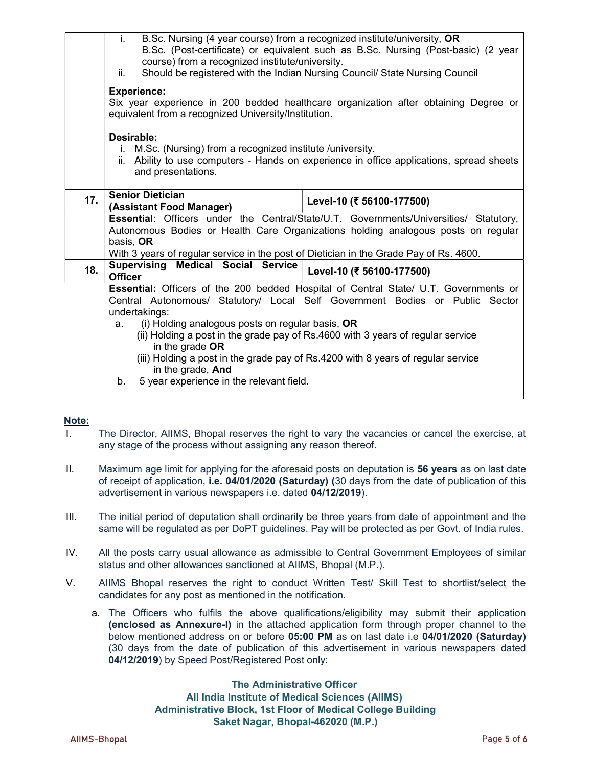| | | |
|---|---|---|
| | i. B.Sc. Nursing (4 year course) from a recognized institute/university, **OR** B.Sc. (Post-certificate) or equivalent such as B.Sc. Nursing (Post-basic) (2 year course) from a recognized institute/university.<br>ii. Should be registered with the Indian Nursing Council/ State Nursing Council<br><br>**Experience:**<br>Six year experience in 200 bedded healthcare organization after obtaining Degree or equivalent from a recognized University/Institution.<br><br>**Desirable:**<br>i. M.Sc. (Nursing) from a recognized institute /university.<br>ii. Ability to use computers - Hands on experience in office applications, spread sheets and presentations. | |
| **17.** | **Senior Dietician (Assistant Food Manager)** | **Level-10 (₹ 56100-177500)** |
| | **Essential**: Officers under the Central/State/U.T. Governments/Universities/ Statutory, Autonomous Bodies or Health Care Organizations holding analogous posts on regular basis, **OR**<br>With 3 years of regular service in the post of Dietician in the Grade Pay of Rs. 4600. | |
| **18.** | **Supervising Medical Social Service Officer** | **Level-10 (₹ 56100-177500)** |
| | **Essential:** Officers of the 200 bedded Hospital of Central State/ U.T. Governments or Central Autonomous/ Statutory/ Local Self Government Bodies or Public Sector undertakings:<br>a. (i) Holding analogous posts on regular basis, **OR**<br>(ii) Holding a post in the grade pay of Rs.4600 with 3 years of regular service in the grade **OR**<br>(iii) Holding a post in the grade pay of Rs.4200 with 8 years of regular service in the grade, **And**<br>b. 5 year experience in the relevant field. | |

**Note:**

I. The Director, AIIMS, Bhopal reserves the right to vary the vacancies or cancel the exercise, at any stage of the process without assigning any reason thereof.

II. Maximum age limit for applying for the aforesaid posts on deputation is **56 years** as on last date of receipt of application, **i.e. 04/01/2020 (Saturday) (**30 days from the date of publication of this advertisement in various newspapers i.e. dated **04/12/2019**).

III. The initial period of deputation shall ordinarily be three years from date of appointment and the same will be regulated as per DoPT guidelines. Pay will be protected as per Govt. of India rules.

IV. All the posts carry usual allowance as admissible to Central Government Employees of similar status and other allowances sanctioned at AIIMS, Bhopal (M.P.).

V. AIIMS Bhopal reserves the right to conduct Written Test/ Skill Test to shortlist/select the candidates for any post as mentioned in the notification.

a. The Officers who fulfils the above qualifications/eligibility may submit their application **(enclosed as Annexure-I)** in the attached application form through proper channel to the below mentioned address on or before **05:00 PM** as on last date i.e **04/01/2020 (Saturday)** (30 days from the date of publication of this advertisement in various newspapers dated **04/12/2019**) by Speed Post/Registered Post only:

**The Administrative Officer**
**All India Institute of Medical Sciences (AIIMS)**
**Administrative Block, 1st Floor of Medical College Building**
**Saket Nagar, Bhopal-462020 (M.P.)**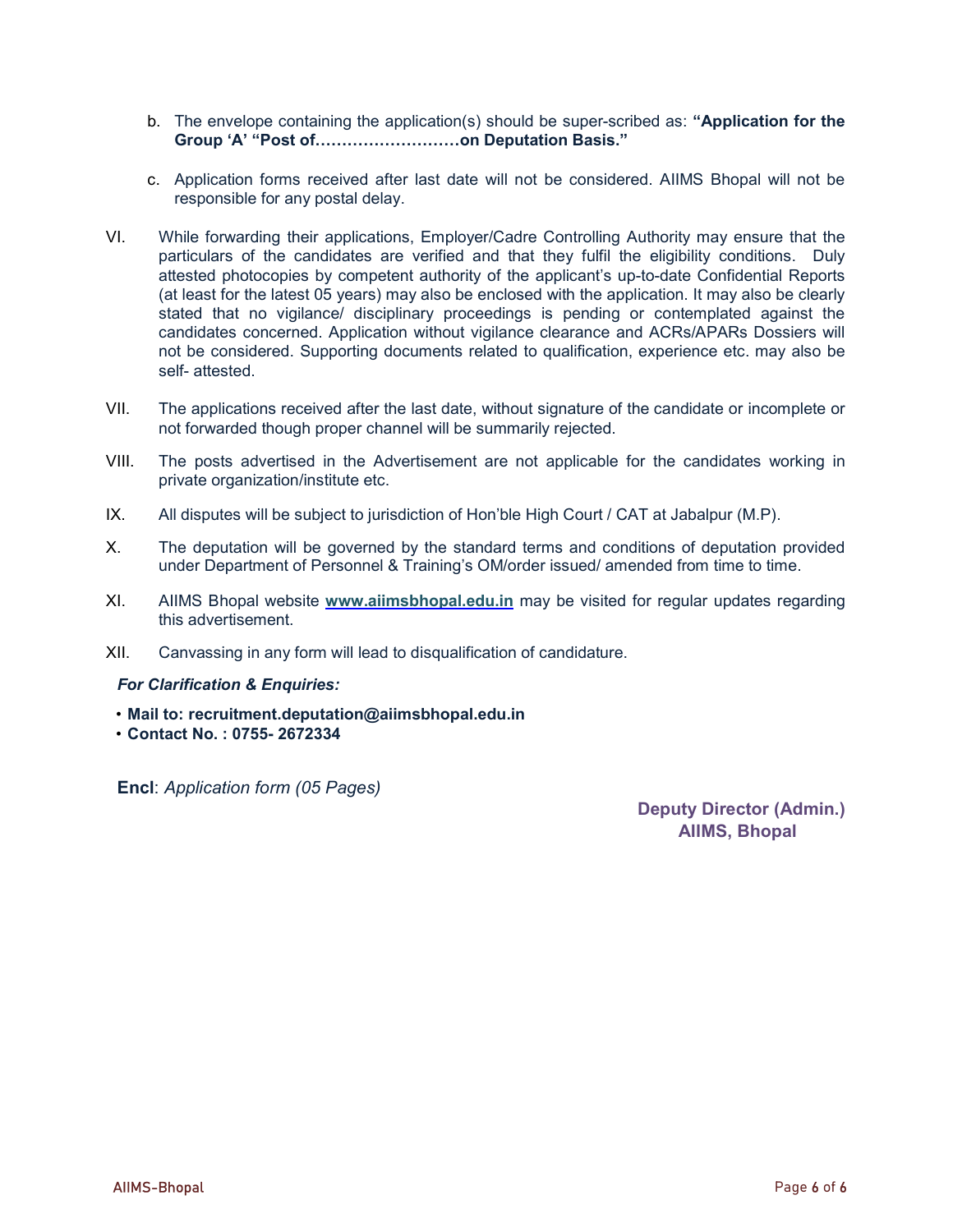b. The envelope containing the application(s) should be super-scribed as: **"Application for the Group 'A' "Post of………………………on Deputation Basis."**

c. Application forms received after last date will not be considered. AIIMS Bhopal will not be responsible for any postal delay.

VI. While forwarding their applications, Employer/Cadre Controlling Authority may ensure that the particulars of the candidates are verified and that they fulfil the eligibility conditions. Duly attested photocopies by competent authority of the applicant's up-to-date Confidential Reports (at least for the latest 05 years) may also be enclosed with the application. It may also be clearly stated that no vigilance/ disciplinary proceedings is pending or contemplated against the candidates concerned. Application without vigilance clearance and ACRs/APARs Dossiers will not be considered. Supporting documents related to qualification, experience etc. may also be self- attested.

VII. The applications received after the last date, without signature of the candidate or incomplete or not forwarded though proper channel will be summarily rejected.

VIII. The posts advertised in the Advertisement are not applicable for the candidates working in private organization/institute etc.

IX. All disputes will be subject to jurisdiction of Hon'ble High Court / CAT at Jabalpur (M.P).

X. The deputation will be governed by the standard terms and conditions of deputation provided under Department of Personnel & Training's OM/order issued/ amended from time to time.

XI. AIIMS Bhopal website **www.aiimsbhopal.edu.in** may be visited for regular updates regarding this advertisement.

XII. Canvassing in any form will lead to disqualification of candidature.

***For Clarification & Enquiries:***

- **Mail to: recruitment.deputation@aiimsbhopal.edu.in**
- **Contact No. : 0755- 2672334**

**Encl**: *Application form (05 Pages)*

**Deputy Director (Admin.)**
**AIIMS, Bhopal**